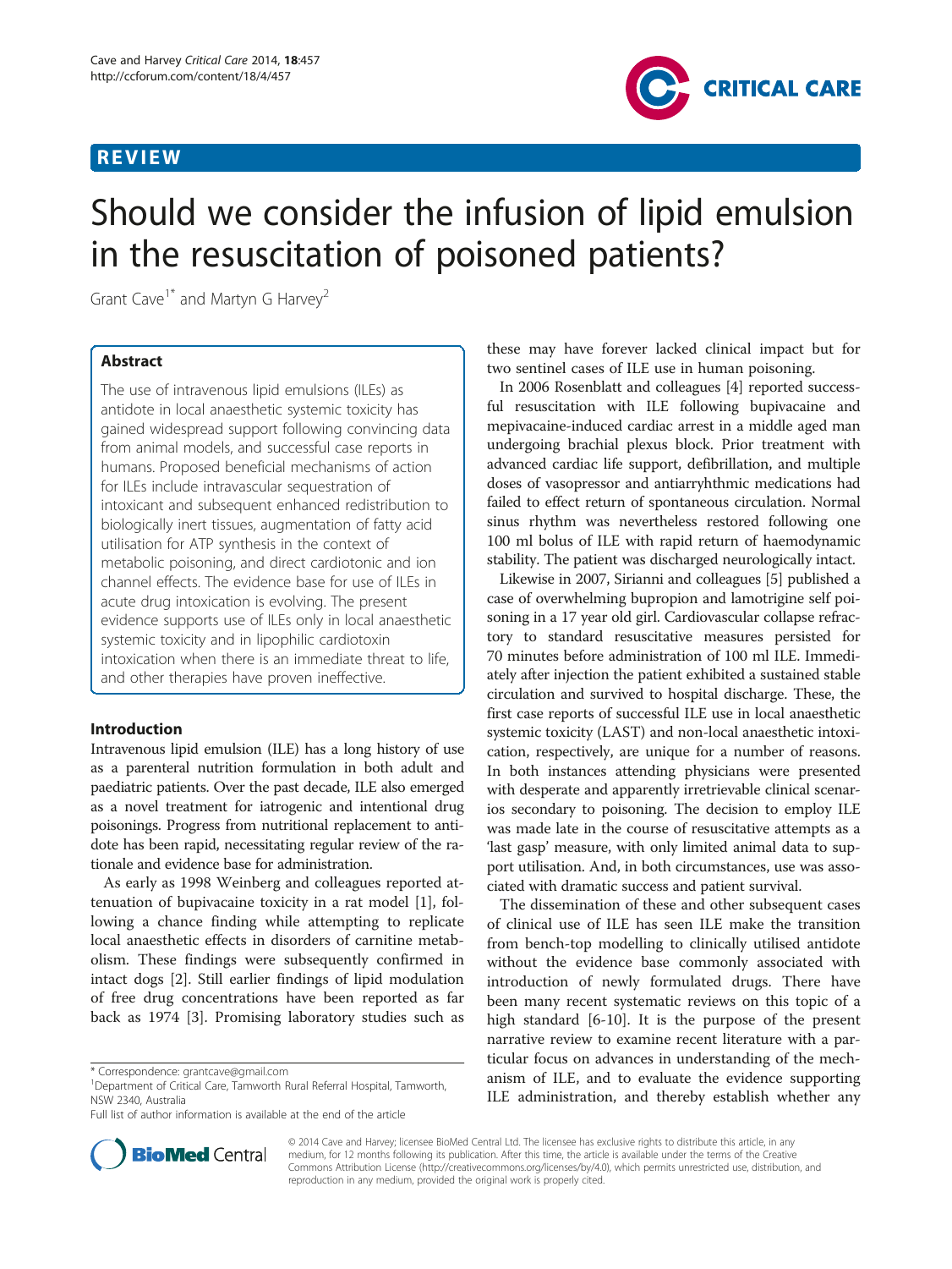REVIEW

# Should we consider the infusion of lipid emulsion in the resuscitation of poisoned patients?

Grant Cave[1*] and Martyn G Harvey[2]

## Abstract

The use of intravenous lipid emulsions (ILEs) as antidote in local anaesthetic systemic toxicity has gained widespread support following convincing data from animal models, and successful case reports in humans. Proposed beneficial mechanisms of action for ILEs include intravascular sequestration of intoxicant and subsequent enhanced redistribution to biologically inert tissues, augmentation of fatty acid utilisation for ATP synthesis in the context of metabolic poisoning, and direct cardiotonic and ion channel effects. The evidence base for use of ILEs in acute drug intoxication is evolving. The present evidence supports use of ILEs only in local anaesthetic systemic toxicity and in lipophilic cardiotoxin intoxication when there is an immediate threat to life, and other therapies have proven ineffective.

## Introduction

Intravenous lipid emulsion (ILE) has a long history of use as a parenteral nutrition formulation in both adult and paediatric patients. Over the past decade, ILE also emerged as a novel treatment for iatrogenic and intentional drug poisonings. Progress from nutritional replacement to antidote has been rapid, necessitating regular review of the rationale and evidence base for administration.

As early as 1998 Weinberg and colleagues reported attenuation of bupivacaine toxicity in a rat model [1], following a chance finding while attempting to replicate local anaesthetic effects in disorders of carnitine metabolism. These findings were subsequently confirmed in intact dogs [2]. Still earlier findings of lipid modulation of free drug concentrations have been reported as far back as 1974 [3]. Promising laboratory studies such as these may have forever lacked clinical impact but for two sentinel cases of ILE use in human poisoning.

In 2006 Rosenblatt and colleagues [4] reported successful resuscitation with ILE following bupivacaine and mepivacaine-induced cardiac arrest in a middle aged man undergoing brachial plexus block. Prior treatment with advanced cardiac life support, defibrillation, and multiple doses of vasopressor and antiarryhthmic medications had failed to effect return of spontaneous circulation. Normal sinus rhythm was nevertheless restored following one 100 ml bolus of ILE with rapid return of haemodynamic stability. The patient was discharged neurologically intact.

Likewise in 2007, Sirianni and colleagues [5] published a case of overwhelming bupropion and lamotrigine self poisoning in a 17 year old girl. Cardiovascular collapse refractory to standard resuscitative measures persisted for 70 minutes before administration of 100 ml ILE. Immediately after injection the patient exhibited a sustained stable circulation and survived to hospital discharge. These, the first case reports of successful ILE use in local anaesthetic systemic toxicity (LAST) and non-local anaesthetic intoxication, respectively, are unique for a number of reasons. In both instances attending physicians were presented with desperate and apparently irretrievable clinical scenarios secondary to poisoning. The decision to employ ILE was made late in the course of resuscitative attempts as a 'last gasp' measure, with only limited animal data to support utilisation. And, in both circumstances, use was associated with dramatic success and patient survival.

The dissemination of these and other subsequent cases of clinical use of ILE has seen ILE make the transition from bench-top modelling to clinically utilised antidote without the evidence base commonly associated with introduction of newly formulated drugs. There have been many recent systematic reviews on this topic of a high standard [6-10]. It is the purpose of the present narrative review to examine recent literature with a particular focus on advances in understanding of the mechanism of ILE, and to evaluate the evidence supporting ILE administration, and thereby establish whether any

\* Correspondence: grantcave@gmail.com

[1]Department of Critical Care, Tamworth Rural Referral Hospital, Tamworth, NSW 2340, Australia

Full list of author information is available at the end of the article

© 2014 Cave and Harvey; licensee BioMed Central Ltd. The licensee has exclusive rights to distribute this article, in any medium, for 12 months following its publication. After this time, the article is available under the terms of the Creative Commons Attribution License (http://creativecommons.org/licenses/by/4.0), which permits unrestricted use, distribution, and reproduction in any medium, provided the original work is properly cited.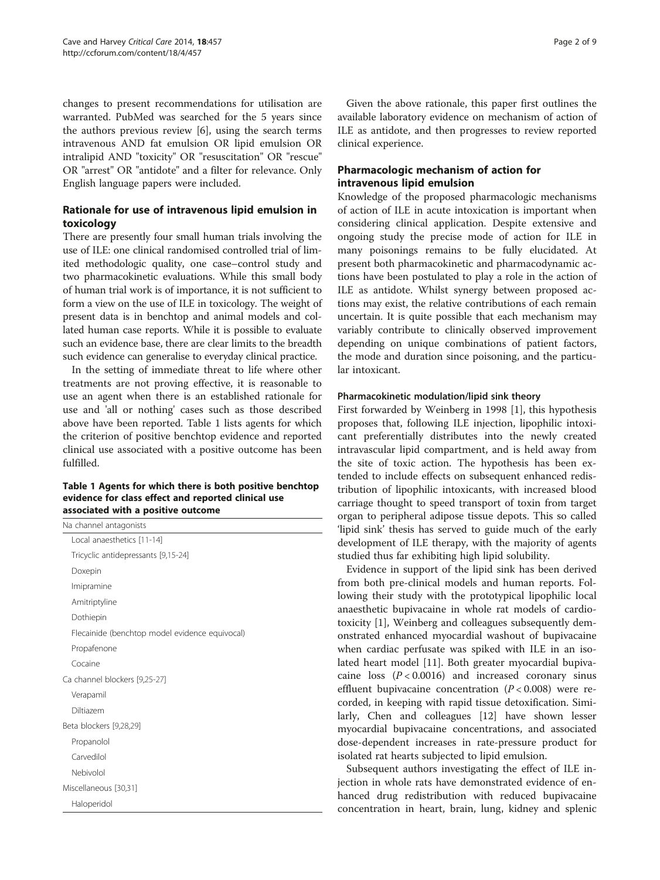changes to present recommendations for utilisation are warranted. PubMed was searched for the 5 years since the authors previous review [6], using the search terms intravenous AND fat emulsion OR lipid emulsion OR intralipid AND "toxicity" OR "resuscitation" OR "rescue" OR "arrest" OR "antidote" and a filter for relevance. Only English language papers were included.

## Rationale for use of intravenous lipid emulsion in toxicology

There are presently four small human trials involving the use of ILE: one clinical randomised controlled trial of limited methodologic quality, one case–control study and two pharmacokinetic evaluations. While this small body of human trial work is of importance, it is not sufficient to form a view on the use of ILE in toxicology. The weight of present data is in benchtop and animal models and collated human case reports. While it is possible to evaluate such an evidence base, there are clear limits to the breadth such evidence can generalise to everyday clinical practice.

In the setting of immediate threat to life where other treatments are not proving effective, it is reasonable to use an agent when there is an established rationale for use and 'all or nothing' cases such as those described above have been reported. Table 1 lists agents for which the criterion of positive benchtop evidence and reported clinical use associated with a positive outcome has been fulfilled.

**Table 1 Agents for which there is both positive benchtop evidence for class effect and reported clinical use associated with a positive outcome**

| Na channel antagonists |
|---|
| Local anaesthetics [11-14] |
| Tricyclic antidepressants [9,15-24] |
| Doxepin |
| Imipramine |
| Amitriptyline |
| Dothiepin |
| Flecainide (benchtop model evidence equivocal) |
| Propafenone |
| Cocaine |
| Ca channel blockers [9,25-27] |
| Verapamil |
| Diltiazem |
| Beta blockers [9,28,29] |
| Propanolol |
| Carvedilol |
| Nebivolol |
| Miscellaneous [30,31] |
| Haloperidol |

Given the above rationale, this paper first outlines the available laboratory evidence on mechanism of action of ILE as antidote, and then progresses to review reported clinical experience.

## Pharmacologic mechanism of action for intravenous lipid emulsion

Knowledge of the proposed pharmacologic mechanisms of action of ILE in acute intoxication is important when considering clinical application. Despite extensive and ongoing study the precise mode of action for ILE in many poisonings remains to be fully elucidated. At present both pharmacokinetic and pharmacodynamic actions have been postulated to play a role in the action of ILE as antidote. Whilst synergy between proposed actions may exist, the relative contributions of each remain uncertain. It is quite possible that each mechanism may variably contribute to clinically observed improvement depending on unique combinations of patient factors, the mode and duration since poisoning, and the particular intoxicant.

### Pharmacokinetic modulation/lipid sink theory

First forwarded by Weinberg in 1998 [1], this hypothesis proposes that, following ILE injection, lipophilic intoxicant preferentially distributes into the newly created intravascular lipid compartment, and is held away from the site of toxic action. The hypothesis has been extended to include effects on subsequent enhanced redistribution of lipophilic intoxicants, with increased blood carriage thought to speed transport of toxin from target organ to peripheral adipose tissue depots. This so called 'lipid sink' thesis has served to guide much of the early development of ILE therapy, with the majority of agents studied thus far exhibiting high lipid solubility.

Evidence in support of the lipid sink has been derived from both pre-clinical models and human reports. Following their study with the prototypical lipophilic local anaesthetic bupivacaine in whole rat models of cardiotoxicity [1], Weinberg and colleagues subsequently demonstrated enhanced myocardial washout of bupivacaine when cardiac perfusate was spiked with ILE in an isolated heart model [11]. Both greater myocardial bupivacaine loss ($P < 0.0016$) and increased coronary sinus effluent bupivacaine concentration ($P < 0.008$) were recorded, in keeping with rapid tissue detoxification. Similarly, Chen and colleagues [12] have shown lesser myocardial bupivacaine concentrations, and associated dose-dependent increases in rate-pressure product for isolated rat hearts subjected to lipid emulsion.

Subsequent authors investigating the effect of ILE injection in whole rats have demonstrated evidence of enhanced drug redistribution with reduced bupivacaine concentration in heart, brain, lung, kidney and splenic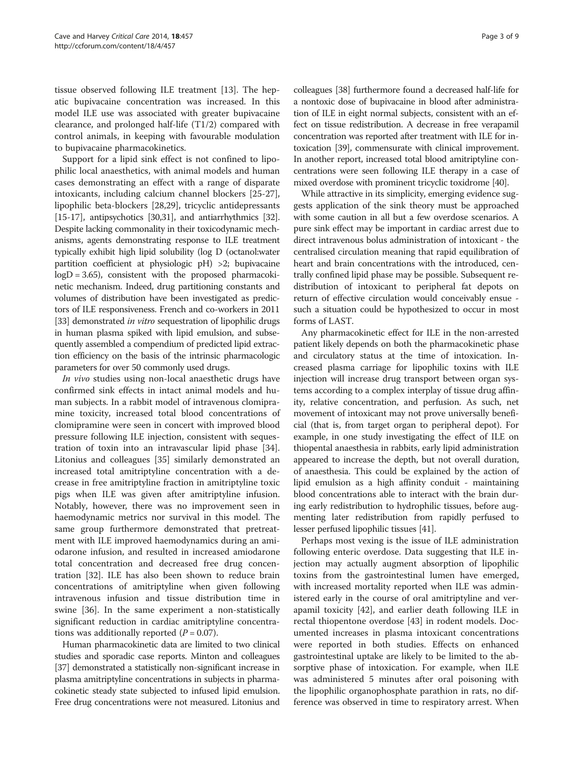tissue observed following ILE treatment [13]. The hepatic bupivacaine concentration was increased. In this model ILE use was associated with greater bupivacaine clearance, and prolonged half-life (T1/2) compared with control animals, in keeping with favourable modulation to bupivacaine pharmacokinetics.

Support for a lipid sink effect is not confined to lipophilic local anaesthetics, with animal models and human cases demonstrating an effect with a range of disparate intoxicants, including calcium channel blockers [25-27], lipophilic beta-blockers [28,29], tricyclic antidepressants [15-17], antipsychotics [30,31], and antiarrhythmics [32]. Despite lacking commonality in their toxicodynamic mechanisms, agents demonstrating response to ILE treatment typically exhibit high lipid solubility (log D (octanol:water partition coefficient at physiologic pH) >2; bupivacaine logD = 3.65), consistent with the proposed pharmacokinetic mechanism. Indeed, drug partitioning constants and volumes of distribution have been investigated as predictors of ILE responsiveness. French and co-workers in 2011 [33] demonstrated *in vitro* sequestration of lipophilic drugs in human plasma spiked with lipid emulsion, and subsequently assembled a compendium of predicted lipid extraction efficiency on the basis of the intrinsic pharmacologic parameters for over 50 commonly used drugs.

*In vivo* studies using non-local anaesthetic drugs have confirmed sink effects in intact animal models and human subjects. In a rabbit model of intravenous clomipramine toxicity, increased total blood concentrations of clomipramine were seen in concert with improved blood pressure following ILE injection, consistent with sequestration of toxin into an intravascular lipid phase [34]. Litonius and colleagues [35] similarly demonstrated an increased total amitriptyline concentration with a decrease in free amitriptyline fraction in amitriptyline toxic pigs when ILE was given after amitriptyline infusion. Notably, however, there was no improvement seen in haemodynamic metrics nor survival in this model. The same group furthermore demonstrated that pretreatment with ILE improved haemodynamics during an amiodarone infusion, and resulted in increased amiodarone total concentration and decreased free drug concentration [32]. ILE has also been shown to reduce brain concentrations of amitriptyline when given following intravenous infusion and tissue distribution time in swine [36]. In the same experiment a non-statistically significant reduction in cardiac amitriptyline concentrations was additionally reported ($P = 0.07$).

Human pharmacokinetic data are limited to two clinical studies and sporadic case reports. Minton and colleagues [37] demonstrated a statistically non-significant increase in plasma amitriptyline concentrations in subjects in pharmacokinetic steady state subjected to infused lipid emulsion. Free drug concentrations were not measured. Litonius and colleagues [38] furthermore found a decreased half-life for a nontoxic dose of bupivacaine in blood after administration of ILE in eight normal subjects, consistent with an effect on tissue redistribution. A decrease in free verapamil concentration was reported after treatment with ILE for intoxication [39], commensurate with clinical improvement. In another report, increased total blood amitriptyline concentrations were seen following ILE therapy in a case of mixed overdose with prominent tricyclic toxidrome [40].

While attractive in its simplicity, emerging evidence suggests application of the sink theory must be approached with some caution in all but a few overdose scenarios. A pure sink effect may be important in cardiac arrest due to direct intravenous bolus administration of intoxicant - the centralised circulation meaning that rapid equilibration of heart and brain concentrations with the introduced, centrally confined lipid phase may be possible. Subsequent redistribution of intoxicant to peripheral fat depots on return of effective circulation would conceivably ensue - such a situation could be hypothesized to occur in most forms of LAST.

Any pharmacokinetic effect for ILE in the non-arrested patient likely depends on both the pharmacokinetic phase and circulatory status at the time of intoxication. Increased plasma carriage for lipophilic toxins with ILE injection will increase drug transport between organ systems according to a complex interplay of tissue drug affinity, relative concentration, and perfusion. As such, net movement of intoxicant may not prove universally beneficial (that is, from target organ to peripheral depot). For example, in one study investigating the effect of ILE on thiopental anaesthesia in rabbits, early lipid administration appeared to increase the depth, but not overall duration, of anaesthesia. This could be explained by the action of lipid emulsion as a high affinity conduit - maintaining blood concentrations able to interact with the brain during early redistribution to hydrophilic tissues, before augmenting later redistribution from rapidly perfused to lesser perfused lipophilic tissues [41].

Perhaps most vexing is the issue of ILE administration following enteric overdose. Data suggesting that ILE injection may actually augment absorption of lipophilic toxins from the gastrointestinal lumen have emerged, with increased mortality reported when ILE was administered early in the course of oral amitriptyline and verapamil toxicity [42], and earlier death following ILE in rectal thiopentone overdose [43] in rodent models. Documented increases in plasma intoxicant concentrations were reported in both studies. Effects on enhanced gastrointestinal uptake are likely to be limited to the absorptive phase of intoxication. For example, when ILE was administered 5 minutes after oral poisoning with the lipophilic organophosphate parathion in rats, no difference was observed in time to respiratory arrest. When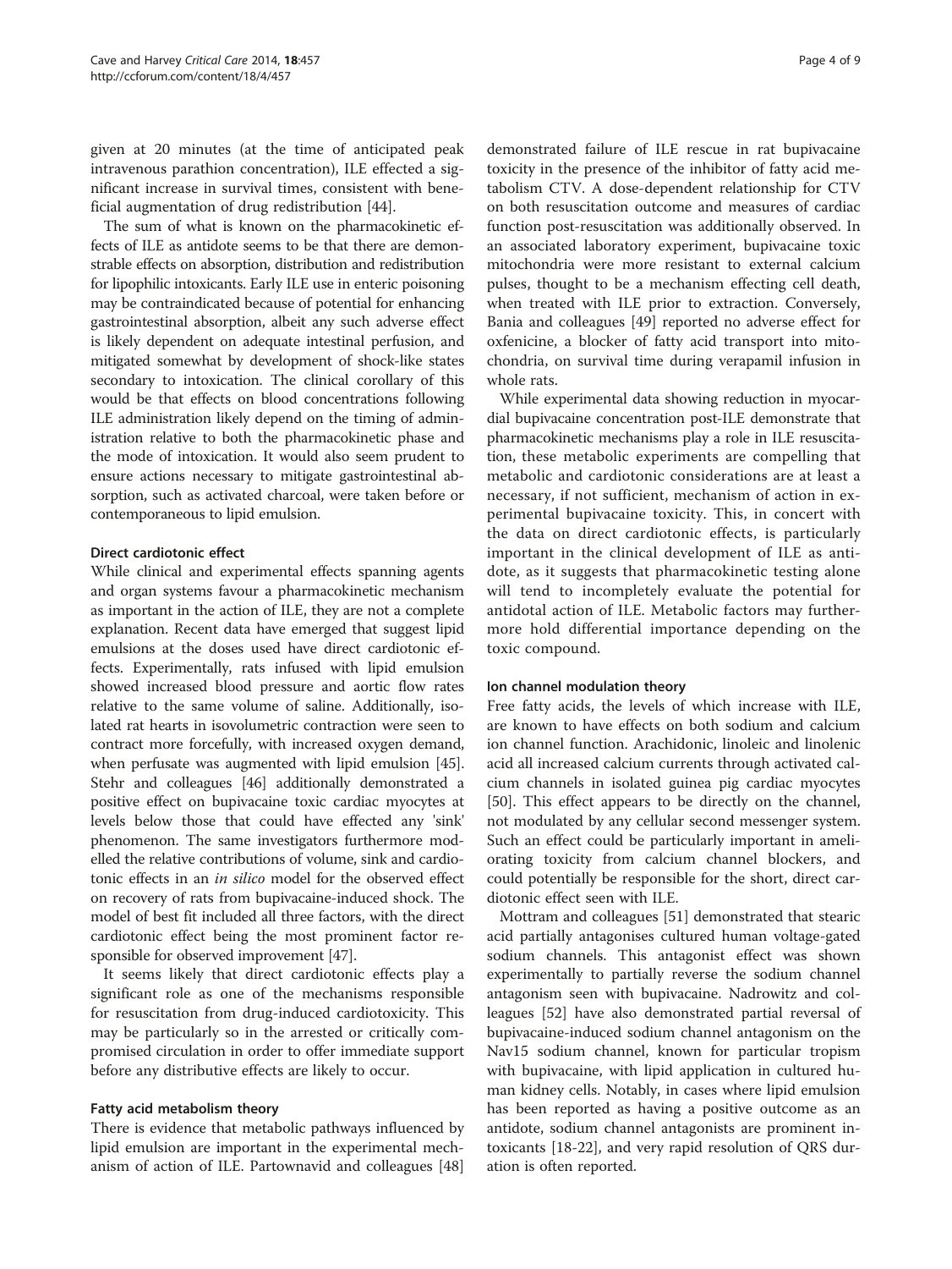given at 20 minutes (at the time of anticipated peak intravenous parathion concentration), ILE effected a significant increase in survival times, consistent with beneficial augmentation of drug redistribution [44].

The sum of what is known on the pharmacokinetic effects of ILE as antidote seems to be that there are demonstrable effects on absorption, distribution and redistribution for lipophilic intoxicants. Early ILE use in enteric poisoning may be contraindicated because of potential for enhancing gastrointestinal absorption, albeit any such adverse effect is likely dependent on adequate intestinal perfusion, and mitigated somewhat by development of shock-like states secondary to intoxication. The clinical corollary of this would be that effects on blood concentrations following ILE administration likely depend on the timing of administration relative to both the pharmacokinetic phase and the mode of intoxication. It would also seem prudent to ensure actions necessary to mitigate gastrointestinal absorption, such as activated charcoal, were taken before or contemporaneous to lipid emulsion.

#### Direct cardiotonic effect

While clinical and experimental effects spanning agents and organ systems favour a pharmacokinetic mechanism as important in the action of ILE, they are not a complete explanation. Recent data have emerged that suggest lipid emulsions at the doses used have direct cardiotonic effects. Experimentally, rats infused with lipid emulsion showed increased blood pressure and aortic flow rates relative to the same volume of saline. Additionally, isolated rat hearts in isovolumetric contraction were seen to contract more forcefully, with increased oxygen demand, when perfusate was augmented with lipid emulsion [45]. Stehr and colleagues [46] additionally demonstrated a positive effect on bupivacaine toxic cardiac myocytes at levels below those that could have effected any 'sink' phenomenon. The same investigators furthermore modelled the relative contributions of volume, sink and cardiotonic effects in an *in silico* model for the observed effect on recovery of rats from bupivacaine-induced shock. The model of best fit included all three factors, with the direct cardiotonic effect being the most prominent factor responsible for observed improvement [47].

It seems likely that direct cardiotonic effects play a significant role as one of the mechanisms responsible for resuscitation from drug-induced cardiotoxicity. This may be particularly so in the arrested or critically compromised circulation in order to offer immediate support before any distributive effects are likely to occur.

#### Fatty acid metabolism theory

There is evidence that metabolic pathways influenced by lipid emulsion are important in the experimental mechanism of action of ILE. Partownavid and colleagues [48] demonstrated failure of ILE rescue in rat bupivacaine toxicity in the presence of the inhibitor of fatty acid metabolism CTV. A dose-dependent relationship for CTV on both resuscitation outcome and measures of cardiac function post-resuscitation was additionally observed. In an associated laboratory experiment, bupivacaine toxic mitochondria were more resistant to external calcium pulses, thought to be a mechanism effecting cell death, when treated with ILE prior to extraction. Conversely, Bania and colleagues [49] reported no adverse effect for oxfenicine, a blocker of fatty acid transport into mitochondria, on survival time during verapamil infusion in whole rats.

While experimental data showing reduction in myocardial bupivacaine concentration post-ILE demonstrate that pharmacokinetic mechanisms play a role in ILE resuscitation, these metabolic experiments are compelling that metabolic and cardiotonic considerations are at least a necessary, if not sufficient, mechanism of action in experimental bupivacaine toxicity. This, in concert with the data on direct cardiotonic effects, is particularly important in the clinical development of ILE as antidote, as it suggests that pharmacokinetic testing alone will tend to incompletely evaluate the potential for antidotal action of ILE. Metabolic factors may furthermore hold differential importance depending on the toxic compound.

#### Ion channel modulation theory

Free fatty acids, the levels of which increase with ILE, are known to have effects on both sodium and calcium ion channel function. Arachidonic, linoleic and linolenic acid all increased calcium currents through activated calcium channels in isolated guinea pig cardiac myocytes [50]. This effect appears to be directly on the channel, not modulated by any cellular second messenger system. Such an effect could be particularly important in ameliorating toxicity from calcium channel blockers, and could potentially be responsible for the short, direct cardiotonic effect seen with ILE.

Mottram and colleagues [51] demonstrated that stearic acid partially antagonises cultured human voltage-gated sodium channels. This antagonist effect was shown experimentally to partially reverse the sodium channel antagonism seen with bupivacaine. Nadrowitz and colleagues [52] have also demonstrated partial reversal of bupivacaine-induced sodium channel antagonism on the Nav15 sodium channel, known for particular tropism with bupivacaine, with lipid application in cultured human kidney cells. Notably, in cases where lipid emulsion has been reported as having a positive outcome as an antidote, sodium channel antagonists are prominent intoxicants [18-22], and very rapid resolution of QRS duration is often reported.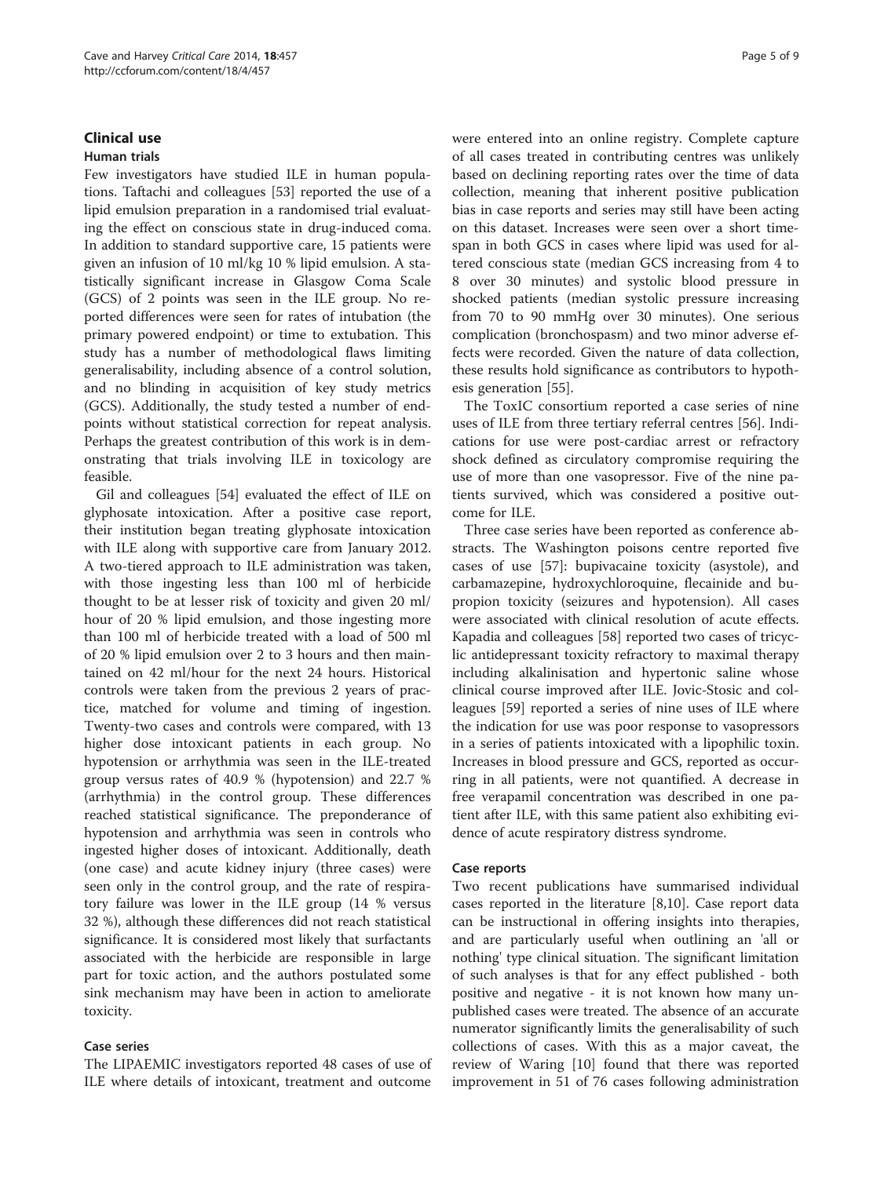## Clinical use

### Human trials

Few investigators have studied ILE in human populations. Taftachi and colleagues [53] reported the use of a lipid emulsion preparation in a randomised trial evaluating the effect on conscious state in drug-induced coma. In addition to standard supportive care, 15 patients were given an infusion of 10 ml/kg 10 % lipid emulsion. A statistically significant increase in Glasgow Coma Scale (GCS) of 2 points was seen in the ILE group. No reported differences were seen for rates of intubation (the primary powered endpoint) or time to extubation. This study has a number of methodological flaws limiting generalisability, including absence of a control solution, and no blinding in acquisition of key study metrics (GCS). Additionally, the study tested a number of endpoints without statistical correction for repeat analysis. Perhaps the greatest contribution of this work is in demonstrating that trials involving ILE in toxicology are feasible.

Gil and colleagues [54] evaluated the effect of ILE on glyphosate intoxication. After a positive case report, their institution began treating glyphosate intoxication with ILE along with supportive care from January 2012. A two-tiered approach to ILE administration was taken, with those ingesting less than 100 ml of herbicide thought to be at lesser risk of toxicity and given 20 ml/hour of 20 % lipid emulsion, and those ingesting more than 100 ml of herbicide treated with a load of 500 ml of 20 % lipid emulsion over 2 to 3 hours and then maintained on 42 ml/hour for the next 24 hours. Historical controls were taken from the previous 2 years of practice, matched for volume and timing of ingestion. Twenty-two cases and controls were compared, with 13 higher dose intoxicant patients in each group. No hypotension or arrhythmia was seen in the ILE-treated group versus rates of 40.9 % (hypotension) and 22.7 % (arrhythmia) in the control group. These differences reached statistical significance. The preponderance of hypotension and arrhythmia was seen in controls who ingested higher doses of intoxicant. Additionally, death (one case) and acute kidney injury (three cases) were seen only in the control group, and the rate of respiratory failure was lower in the ILE group (14 % versus 32 %), although these differences did not reach statistical significance. It is considered most likely that surfactants associated with the herbicide are responsible in large part for toxic action, and the authors postulated some sink mechanism may have been in action to ameliorate toxicity.

### Case series

The LIPAEMIC investigators reported 48 cases of use of ILE where details of intoxicant, treatment and outcome were entered into an online registry. Complete capture of all cases treated in contributing centres was unlikely based on declining reporting rates over the time of data collection, meaning that inherent positive publication bias in case reports and series may still have been acting on this dataset. Increases were seen over a short timespan in both GCS in cases where lipid was used for altered conscious state (median GCS increasing from 4 to 8 over 30 minutes) and systolic blood pressure in shocked patients (median systolic pressure increasing from 70 to 90 mmHg over 30 minutes). One serious complication (bronchospasm) and two minor adverse effects were recorded. Given the nature of data collection, these results hold significance as contributors to hypothesis generation [55].

The ToxIC consortium reported a case series of nine uses of ILE from three tertiary referral centres [56]. Indications for use were post-cardiac arrest or refractory shock defined as circulatory compromise requiring the use of more than one vasopressor. Five of the nine patients survived, which was considered a positive outcome for ILE.

Three case series have been reported as conference abstracts. The Washington poisons centre reported five cases of use [57]: bupivacaine toxicity (asystole), and carbamazepine, hydroxychloroquine, flecainide and bupropion toxicity (seizures and hypotension). All cases were associated with clinical resolution of acute effects. Kapadia and colleagues [58] reported two cases of tricyclic antidepressant toxicity refractory to maximal therapy including alkalinisation and hypertonic saline whose clinical course improved after ILE. Jovic-Stosic and colleagues [59] reported a series of nine uses of ILE where the indication for use was poor response to vasopressors in a series of patients intoxicated with a lipophilic toxin. Increases in blood pressure and GCS, reported as occurring in all patients, were not quantified. A decrease in free verapamil concentration was described in one patient after ILE, with this same patient also exhibiting evidence of acute respiratory distress syndrome.

### Case reports

Two recent publications have summarised individual cases reported in the literature [8,10]. Case report data can be instructional in offering insights into therapies, and are particularly useful when outlining an 'all or nothing' type clinical situation. The significant limitation of such analyses is that for any effect published - both positive and negative - it is not known how many unpublished cases were treated. The absence of an accurate numerator significantly limits the generalisability of such collections of cases. With this as a major caveat, the review of Waring [10] found that there was reported improvement in 51 of 76 cases following administration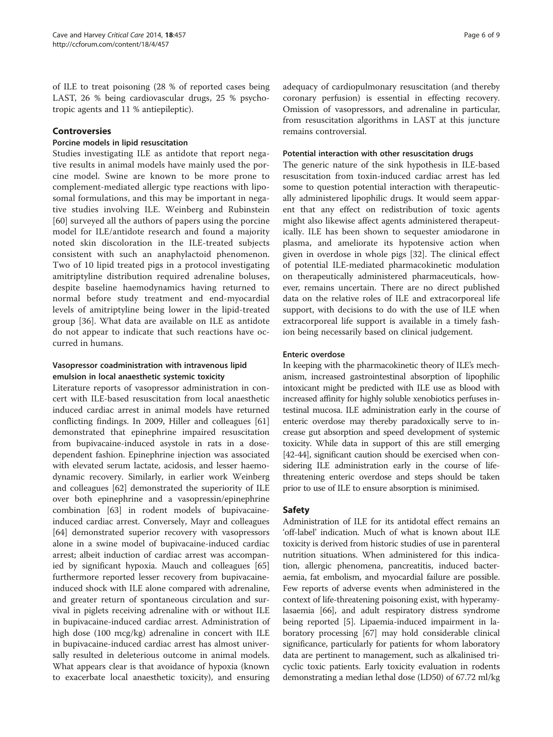of ILE to treat poisoning (28 % of reported cases being LAST, 26 % being cardiovascular drugs, 25 % psychotropic agents and 11 % antiepileptic).

## Controversies

### Porcine models in lipid resuscitation

Studies investigating ILE as antidote that report negative results in animal models have mainly used the porcine model. Swine are known to be more prone to complement-mediated allergic type reactions with liposomal formulations, and this may be important in negative studies involving ILE. Weinberg and Rubinstein [60] surveyed all the authors of papers using the porcine model for ILE/antidote research and found a majority noted skin discoloration in the ILE-treated subjects consistent with such an anaphylactoid phenomenon. Two of 10 lipid treated pigs in a protocol investigating amitriptyline distribution required adrenaline boluses, despite baseline haemodynamics having returned to normal before study treatment and end-myocardial levels of amitriptyline being lower in the lipid-treated group [36]. What data are available on ILE as antidote do not appear to indicate that such reactions have occurred in humans.

### Vasopressor coadministration with intravenous lipid emulsion in local anaesthetic systemic toxicity

Literature reports of vasopressor administration in concert with ILE-based resuscitation from local anaesthetic induced cardiac arrest in animal models have returned conflicting findings. In 2009, Hiller and colleagues [61] demonstrated that epinephrine impaired resuscitation from bupivacaine-induced asystole in rats in a dose-dependent fashion. Epinephrine injection was associated with elevated serum lactate, acidosis, and lesser haemodynamic recovery. Similarly, in earlier work Weinberg and colleagues [62] demonstrated the superiority of ILE over both epinephrine and a vasopressin/epinephrine combination [63] in rodent models of bupivacaine-induced cardiac arrest. Conversely, Mayr and colleagues [64] demonstrated superior recovery with vasopressors alone in a swine model of bupivacaine-induced cardiac arrest; albeit induction of cardiac arrest was accompanied by significant hypoxia. Mauch and colleagues [65] furthermore reported lesser recovery from bupivacaine-induced shock with ILE alone compared with adrenaline, and greater return of spontaneous circulation and survival in piglets receiving adrenaline with or without ILE in bupivacaine-induced cardiac arrest. Administration of high dose (100 mcg/kg) adrenaline in concert with ILE in bupivacaine-induced cardiac arrest has almost universally resulted in deleterious outcome in animal models. What appears clear is that avoidance of hypoxia (known to exacerbate local anaesthetic toxicity), and ensuring adequacy of cardiopulmonary resuscitation (and thereby coronary perfusion) is essential in effecting recovery. Omission of vasopressors, and adrenaline in particular, from resuscitation algorithms in LAST at this juncture remains controversial.

### Potential interaction with other resuscitation drugs

The generic nature of the sink hypothesis in ILE-based resuscitation from toxin-induced cardiac arrest has led some to question potential interaction with therapeutically administered lipophilic drugs. It would seem apparent that any effect on redistribution of toxic agents might also likewise affect agents administered therapeutically. ILE has been shown to sequester amiodarone in plasma, and ameliorate its hypotensive action when given in overdose in whole pigs [32]. The clinical effect of potential ILE-mediated pharmacokinetic modulation on therapeutically administered pharmaceuticals, however, remains uncertain. There are no direct published data on the relative roles of ILE and extracorporeal life support, with decisions to do with the use of ILE when extracorporeal life support is available in a timely fashion being necessarily based on clinical judgement.

### Enteric overdose

In keeping with the pharmacokinetic theory of ILE's mechanism, increased gastrointestinal absorption of lipophilic intoxicant might be predicted with ILE use as blood with increased affinity for highly soluble xenobiotics perfuses intestinal mucosa. ILE administration early in the course of enteric overdose may thereby paradoxically serve to increase gut absorption and speed development of systemic toxicity. While data in support of this are still emerging [42-44], significant caution should be exercised when considering ILE administration early in the course of life-threatening enteric overdose and steps should be taken prior to use of ILE to ensure absorption is minimised.

## Safety

Administration of ILE for its antidotal effect remains an 'off-label' indication. Much of what is known about ILE toxicity is derived from historic studies of use in parenteral nutrition situations. When administered for this indication, allergic phenomena, pancreatitis, induced bacteraemia, fat embolism, and myocardial failure are possible. Few reports of adverse events when administered in the context of life-threatening poisoning exist, with hyperamylasaemia [66], and adult respiratory distress syndrome being reported [5]. Lipaemia-induced impairment in laboratory processing [67] may hold considerable clinical significance, particularly for patients for whom laboratory data are pertinent to management, such as alkalinised tricyclic toxic patients. Early toxicity evaluation in rodents demonstrating a median lethal dose (LD50) of 67.72 ml/kg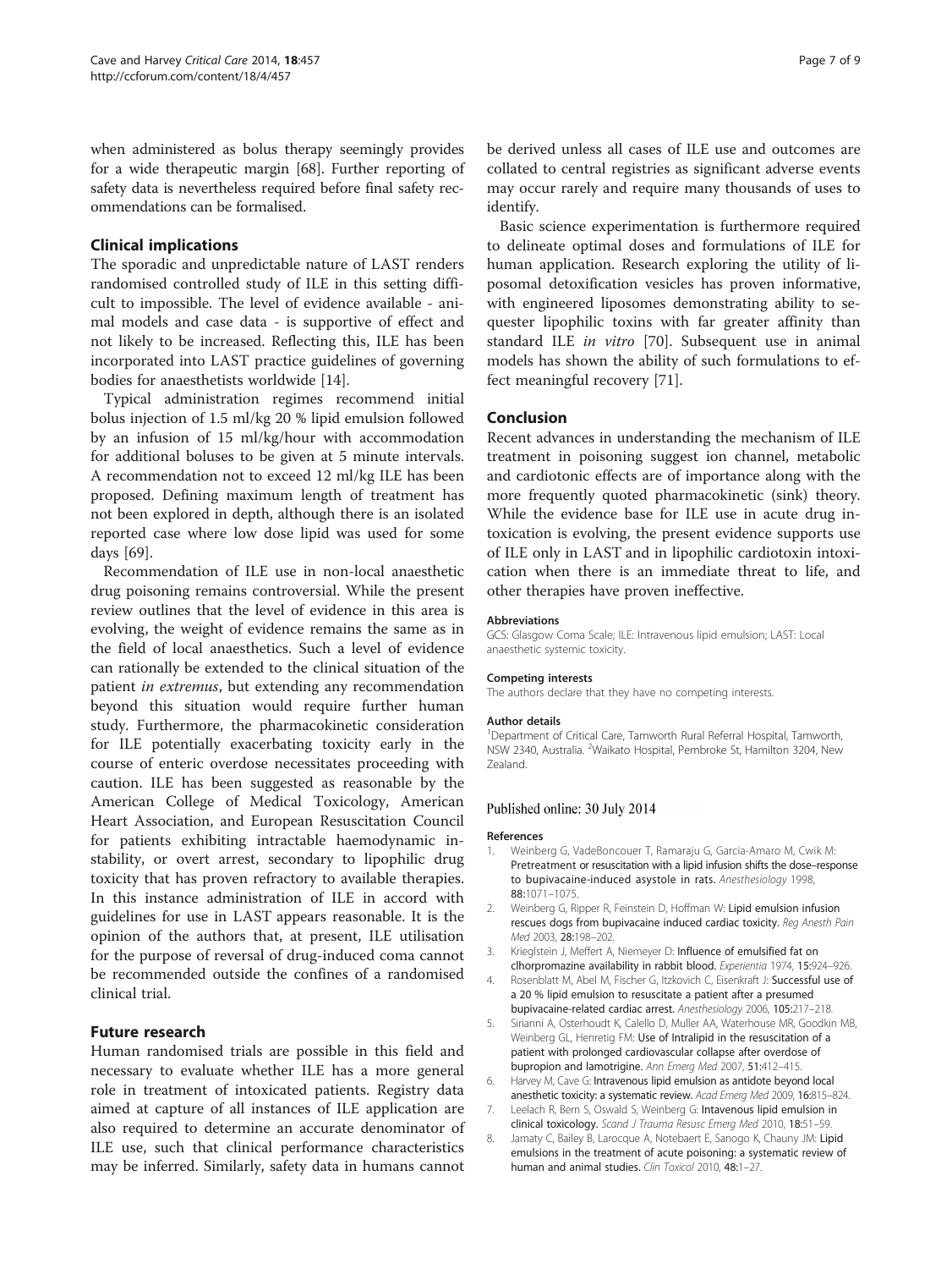when administered as bolus therapy seemingly provides for a wide therapeutic margin [68]. Further reporting of safety data is nevertheless required before final safety recommendations can be formalised.

## Clinical implications

The sporadic and unpredictable nature of LAST renders randomised controlled study of ILE in this setting difficult to impossible. The level of evidence available - animal models and case data - is supportive of effect and not likely to be increased. Reflecting this, ILE has been incorporated into LAST practice guidelines of governing bodies for anaesthetists worldwide [14].

Typical administration regimes recommend initial bolus injection of 1.5 ml/kg 20 % lipid emulsion followed by an infusion of 15 ml/kg/hour with accommodation for additional boluses to be given at 5 minute intervals. A recommendation not to exceed 12 ml/kg ILE has been proposed. Defining maximum length of treatment has not been explored in depth, although there is an isolated reported case where low dose lipid was used for some days [69].

Recommendation of ILE use in non-local anaesthetic drug poisoning remains controversial. While the present review outlines that the level of evidence in this area is evolving, the weight of evidence remains the same as in the field of local anaesthetics. Such a level of evidence can rationally be extended to the clinical situation of the patient *in extremus*, but extending any recommendation beyond this situation would require further human study. Furthermore, the pharmacokinetic consideration for ILE potentially exacerbating toxicity early in the course of enteric overdose necessitates proceeding with caution. ILE has been suggested as reasonable by the American College of Medical Toxicology, American Heart Association, and European Resuscitation Council for patients exhibiting intractable haemodynamic instability, or overt arrest, secondary to lipophilic drug toxicity that has proven refractory to available therapies. In this instance administration of ILE in accord with guidelines for use in LAST appears reasonable. It is the opinion of the authors that, at present, ILE utilisation for the purpose of reversal of drug-induced coma cannot be recommended outside the confines of a randomised clinical trial.

## Future research

Human randomised trials are possible in this field and necessary to evaluate whether ILE has a more general role in treatment of intoxicated patients. Registry data aimed at capture of all instances of ILE application are also required to determine an accurate denominator of ILE use, such that clinical performance characteristics may be inferred. Similarly, safety data in humans cannot be derived unless all cases of ILE use and outcomes are collated to central registries as significant adverse events may occur rarely and require many thousands of uses to identify.

Basic science experimentation is furthermore required to delineate optimal doses and formulations of ILE for human application. Research exploring the utility of liposomal detoxification vesicles has proven informative, with engineered liposomes demonstrating ability to sequester lipophilic toxins with far greater affinity than standard ILE *in vitro* [70]. Subsequent use in animal models has shown the ability of such formulations to effect meaningful recovery [71].

## Conclusion

Recent advances in understanding the mechanism of ILE treatment in poisoning suggest ion channel, metabolic and cardiotonic effects are of importance along with the more frequently quoted pharmacokinetic (sink) theory. While the evidence base for ILE use in acute drug intoxication is evolving, the present evidence supports use of ILE only in LAST and in lipophilic cardiotoxin intoxication when there is an immediate threat to life, and other therapies have proven ineffective.

#### Abbreviations

GCS: Glasgow Coma Scale; ILE: Intravenous lipid emulsion; LAST: Local anaesthetic systemic toxicity.

#### Competing interests

The authors declare that they have no competing interests.

#### Author details

[1]Department of Critical Care, Tamworth Rural Referral Hospital, Tamworth, NSW 2340, Australia. [2]Waikato Hospital, Pembroke St, Hamilton 3204, New Zealand.

Published online: 30 July 2014

#### References

1. Weinberg G, VadeBoncouer T, Ramaraju G, Garcia-Amaro M, Cwik M: **Pretreatment or resuscitation with a lipid infusion shifts the dose–response to bupivacaine-induced asystole in rats.** *Anesthesiology* 1998, **88**:1071–1075.
2. Weinberg G, Ripper R, Feinstein D, Hoffman W: **Lipid emulsion infusion rescues dogs from bupivacaine induced cardiac toxicity.** *Reg Anesth Pain Med* 2003, **28**:198–202.
3. Krieglstein J, Meffert A, Niemeyer D: **Influence of emulsified fat on clhorpromazine availability in rabbit blood.** *Experientia* 1974, **15**:924–926.
4. Rosenblatt M, Abel M, Fischer G, Itzkovich C, Eisenkraft J: **Successful use of a 20 % lipid emulsion to resuscitate a patient after a presumed bupivacaine-related cardiac arrest.** *Anesthesiology* 2006, **105**:217–218.
5. Sirianni A, Osterhoudt K, Calello D, Muller AA, Waterhouse MR, Goodkin MB, Weinberg GL, Henretig FM: **Use of Intralipid in the resuscitation of a patient with prolonged cardiovascular collapse after overdose of bupropion and lamotrigine.** *Ann Emerg Med* 2007, **51**:412–415.
6. Harvey M, Cave G: **Intravenous lipid emulsion as antidote beyond local anesthetic toxicity: a systematic review.** *Acad Emerg Med* 2009, **16**:815–824.
7. Leelach R, Bern S, Oswald S, Weinberg G: **Intavenous lipid emulsion in clinical toxicology.** *Scand J Trauma Resusc Emerg Med* 2010, **18**:51–59.
8. Jamaty C, Bailey B, Larocque A, Notebaert E, Sanogo K, Chauny JM: **Lipid emulsions in the treatment of acute poisoning: a systematic review of human and animal studies.** *Clin Toxicol* 2010, **48**:1–27.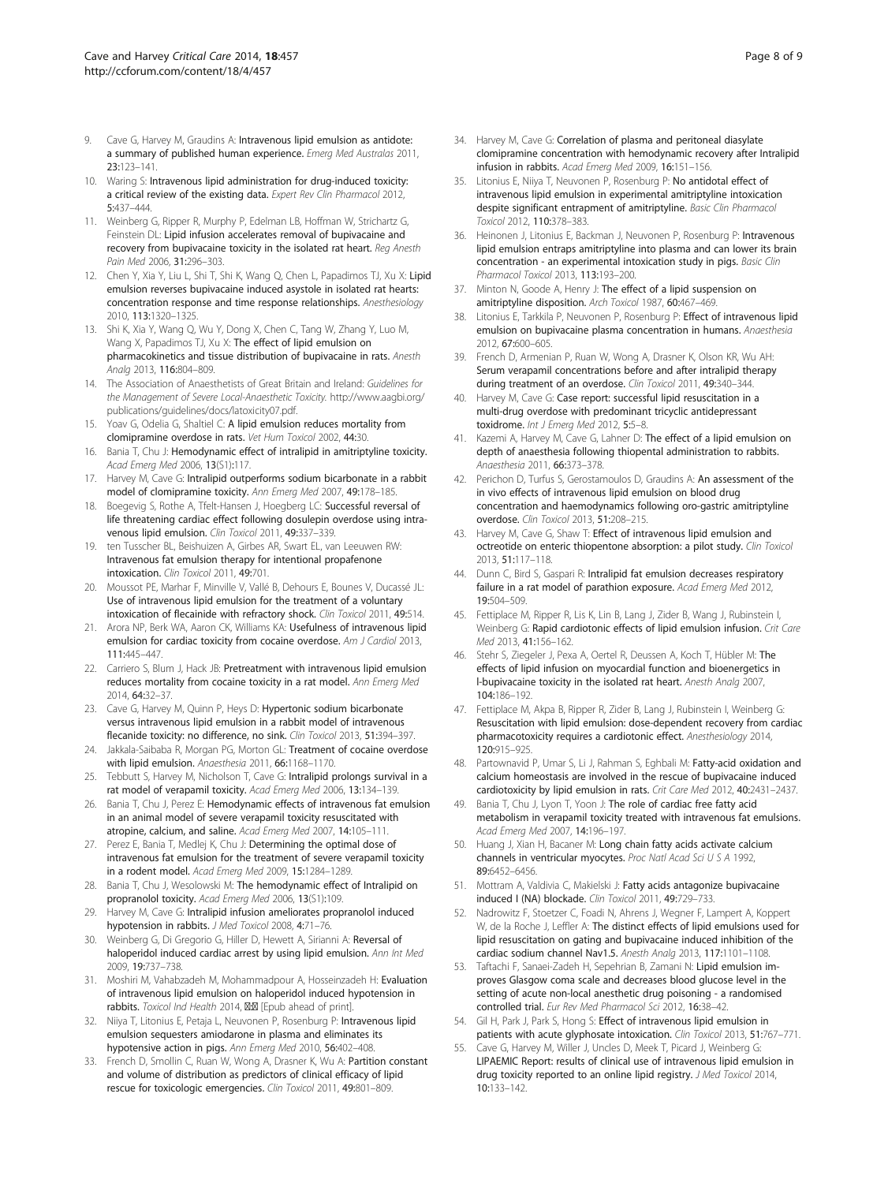9. Cave G, Harvey M, Graudins A: **Intravenous lipid emulsion as antidote: a summary of published human experience.** *Emerg Med Australas* 2011, **23**:123–141.
10. Waring S: **Intravenous lipid administration for drug-induced toxicity: a critical review of the existing data.** *Expert Rev Clin Pharmacol* 2012, **5**:437–444.
11. Weinberg G, Ripper R, Murphy P, Edelman LB, Hoffman W, Strichartz G, Feinstein DL: **Lipid infusion accelerates removal of bupivacaine and recovery from bupivacaine toxicity in the isolated rat heart.** *Reg Anesth Pain Med* 2006, **31**:296–303.
12. Chen Y, Xia Y, Liu L, Shi T, Shi K, Wang Q, Chen L, Papadimos TJ, Xu X: **Lipid emulsion reverses bupivacaine induced asystole in isolated rat hearts: concentration response and time response relationships.** *Anesthesiology* 2010, **113**:1320–1325.
13. Shi K, Xia Y, Wang Q, Wu Y, Dong X, Chen C, Tang W, Zhang Y, Luo M, Wang X, Papadimos TJ, Xu X: **The effect of lipid emulsion on pharmacokinetics and tissue distribution of bupivacaine in rats.** *Anesth Analg* 2013, **116**:804–809.
14. The Association of Anaesthetists of Great Britain and Ireland: *Guidelines for the Management of Severe Local-Anaesthetic Toxicity.* http://www.aagbi.org/publications/guidelines/docs/latoxicity07.pdf.
15. Yoav G, Odelia G, Shaltiel C: **A lipid emulsion reduces mortality from clomipramine overdose in rats.** *Vet Hum Toxicol* 2002, **44**:30.
16. Bania T, Chu J: **Hemodynamic effect of intralipid in amitriptyline toxicity.** *Acad Emerg Med* 2006, **13**(S1):117.
17. Harvey M, Cave G: **Intralipid outperforms sodium bicarbonate in a rabbit model of clomipramine toxicity.** *Ann Emerg Med* 2007, **49**:178–185.
18. Boegevig S, Rothe A, Tfelt-Hansen J, Hoegberg LC: **Successful reversal of life threatening cardiac effect following dosulepin overdose using intravenous lipid emulsion.** *Clin Toxicol* 2011, **49**:337–339.
19. ten Tusscher BL, Beishuizen A, Girbes AR, Swart EL, van Leeuwen RW: **Intravenous fat emulsion therapy for intentional propafenone intoxication.** *Clin Toxicol* 2011, **49**:701.
20. Moussot PE, Marhar F, Minville V, Vallé B, Dehours E, Bounes V, Ducassé JL: **Use of intravenous lipid emulsion for the treatment of a voluntary intoxication of flecainide with refractory shock.** *Clin Toxicol* 2011, **49**:514.
21. Arora NP, Berk WA, Aaron CK, Williams KA: **Usefulness of intravenous lipid emulsion for cardiac toxicity from cocaine overdose.** *Am J Cardiol* 2013, **111**:445–447.
22. Carriero S, Blum J, Hack JB: **Pretreatment with intravenous lipid emulsion reduces mortality from cocaine toxicity in a rat model.** *Ann Emerg Med* 2014, **64**:32–37.
23. Cave G, Harvey M, Quinn P, Heys D: **Hypertonic sodium bicarbonate versus intravenous lipid emulsion in a rabbit model of intravenous flecanide toxicity: no difference, no sink.** *Clin Toxicol* 2013, **51**:394–397.
24. Jakkala-Saibaba R, Morgan PG, Morton GL: **Treatment of cocaine overdose with lipid emulsion.** *Anaesthesia* 2011, **66**:1168–1170.
25. Tebbutt S, Harvey M, Nicholson T, Cave G: **Intralipid prolongs survival in a rat model of verapamil toxicity.** *Acad Emerg Med* 2006, **13**:134–139.
26. Bania T, Chu J, Perez E: **Hemodynamic effects of intravenous fat emulsion in an animal model of severe verapamil toxicity resuscitated with atropine, calcium, and saline.** *Acad Emerg Med* 2007, **14**:105–111.
27. Perez E, Bania T, Medlej K, Chu J: **Determining the optimal dose of intravenous fat emulsion for the treatment of severe verapamil toxicity in a rodent model.** *Acad Emerg Med* 2009, **15**:1284–1289.
28. Bania T, Chu J, Wesolowski M: **The hemodynamic effect of Intralipid on propranolol toxicity.** *Acad Emerg Med* 2006, **13**(S1):109.
29. Harvey M, Cave G: **Intralipid infusion ameliorates propranolol induced hypotension in rabbits.** *J Med Toxicol* 2008, **4**:71–76.
30. Weinberg G, Di Gregorio G, Hiller D, Hewett A, Sirianni A: **Reversal of haloperidol induced cardiac arrest by using lipid emulsion.** *Ann Int Med* 2009, **19**:737–738.
31. Moshiri M, Vahabzadeh M, Mohammadpour A, Hosseinzadeh H: **Evaluation of intravenous lipid emulsion on haloperidol induced hypotension in rabbits.** *Toxicol Ind Health* 2014, ■■ [Epub ahead of print].
32. Niiya T, Litonius E, Petaja L, Neuvonen P, Rosenburg P: **Intravenous lipid emulsion sequesters amiodarone in plasma and eliminates its hypotensive action in pigs.** *Ann Emerg Med* 2010, **56**:402–408.
33. French D, Smollin C, Ruan W, Wong A, Drasner K, Wu A: **Partition constant and volume of distribution as predictors of clinical efficacy of lipid rescue for toxicologic emergencies.** *Clin Toxicol* 2011, **49**:801–809.
34. Harvey M, Cave G: **Correlation of plasma and peritoneal diasylate clomipramine concentration with hemodynamic recovery after Intralipid infusion in rabbits.** *Acad Emerg Med* 2009, **16**:151–156.
35. Litonius E, Niiya T, Neuvonen P, Rosenburg P: **No antidotal effect of intravenous lipid emulsion in experimental amitriptyline intoxication despite significant entrapment of amitriptyline.** *Basic Clin Pharmacol Toxicol* 2012, **110**:378–383.
36. Heinonen J, Litonius E, Backman J, Neuvonen P, Rosenburg P: **Intravenous lipid emulsion entraps amitriptyline into plasma and can lower its brain concentration - an experimental intoxication study in pigs.** *Basic Clin Pharmacol Toxicol* 2013, **113**:193–200.
37. Minton N, Goode A, Henry J: **The effect of a lipid suspension on amitriptyline disposition.** *Arch Toxicol* 1987, **60**:467–469.
38. Litonius E, Tarkkila P, Neuvonen P, Rosenburg P: **Effect of intravenous lipid emulsion on bupivacaine plasma concentration in humans.** *Anaesthesia* 2012, **67**:600–605.
39. French D, Armenian P, Ruan W, Wong A, Drasner K, Olson KR, Wu AH: **Serum verapamil concentrations before and after intralipid therapy during treatment of an overdose.** *Clin Toxicol* 2011, **49**:340–344.
40. Harvey M, Cave G: **Case report: successful lipid resuscitation in a multi-drug overdose with predominant tricyclic antidepressant toxidrome.** *Int J Emerg Med* 2012, **5**:5–8.
41. Kazemi A, Harvey M, Cave G, Lahner D: **The effect of a lipid emulsion on depth of anaesthesia following thiopental administration to rabbits.** *Anaesthesia* 2011, **66**:373–378.
42. Perichon D, Turfus S, Gerostamoulos D, Graudins A: **An assessment of the in vivo effects of intravenous lipid emulsion on blood drug concentration and haemodynamics following oro-gastric amitriptyline overdose.** *Clin Toxicol* 2013, **51**:208–215.
43. Harvey M, Cave G, Shaw T: **Effect of intravenous lipid emulsion and octreotide on enteric thiopentone absorption: a pilot study.** *Clin Toxicol* 2013, **51**:117–118.
44. Dunn C, Bird S, Gaspari R: **Intralipid fat emulsion decreases respiratory failure in a rat model of parathion exposure.** *Acad Emerg Med* 2012, **19**:504–509.
45. Fettiplace M, Ripper R, Lis K, Lin B, Lang J, Zider B, Wang J, Rubinstein I, Weinberg G: **Rapid cardiotonic effects of lipid emulsion infusion.** *Crit Care Med* 2013, **41**:156–162.
46. Stehr S, Ziegeler J, Pexa A, Oertel R, Deussen A, Koch T, Hübler M: **The effects of lipid infusion on myocardial function and bioenergetics in l-bupivacaine toxicity in the isolated rat heart.** *Anesth Analg* 2007, **104**:186–192.
47. Fettiplace M, Akpa B, Ripper R, Zider B, Lang J, Rubinstein I, Weinberg G: **Resuscitation with lipid emulsion: dose-dependent recovery from cardiac pharmacotoxicity requires a cardiotonic effect.** *Anesthesiology* 2014, **120**:915–925.
48. Partownavid P, Umar S, Li J, Rahman S, Eghbali M: **Fatty-acid oxidation and calcium homeostasis are involved in the rescue of bupivacaine induced cardiotoxicity by lipid emulsion in rats.** *Crit Care Med* 2012, **40**:2431–2437.
49. Bania T, Chu J, Lyon T, Yoon J: **The role of cardiac free fatty acid metabolism in verapamil toxicity treated with intravenous fat emulsions.** *Acad Emerg Med* 2007, **14**:196–197.
50. Huang J, Xian H, Bacaner M: **Long chain fatty acids activate calcium channels in ventricular myocytes.** *Proc Natl Acad Sci U S A* 1992, **89**:6452–6456.
51. Mottram A, Valdivia C, Makielski J: **Fatty acids antagonize bupivacaine induced I (NA) blockade.** *Clin Toxicol* 2011, **49**:729–733.
52. Nadrowitz F, Stoetzer C, Foadi N, Ahrens J, Wegner F, Lampert A, Koppert W, de la Roche J, Leffler A: **The distinct effects of lipid emulsions used for lipid resuscitation on gating and bupivacaine induced inhibition of the cardiac sodium channel Nav1.5.** *Anesth Analg* 2013, **117**:1101–1108.
53. Taftachi F, Sanaei-Zadeh H, Sepehrian B, Zamani N: **Lipid emulsion improves Glasgow coma scale and decreases blood glucose level in the setting of acute non-local anesthetic drug poisoning - a randomised controlled trial.** *Eur Rev Med Pharmacol Sci* 2012, **16**:38–42.
54. Gil H, Park J, Park S, Hong S: **Effect of intravenous lipid emulsion in patients with acute glyphosate intoxication.** *Clin Toxicol* 2013, **51**:767–771.
55. Cave G, Harvey M, Willer J, Uncles D, Meek T, Picard J, Weinberg G: **LIPAEMIC Report: results of clinical use of intravenous lipid emulsion in drug toxicity reported to an online lipid registry.** *J Med Toxicol* 2014, **10**:133–142.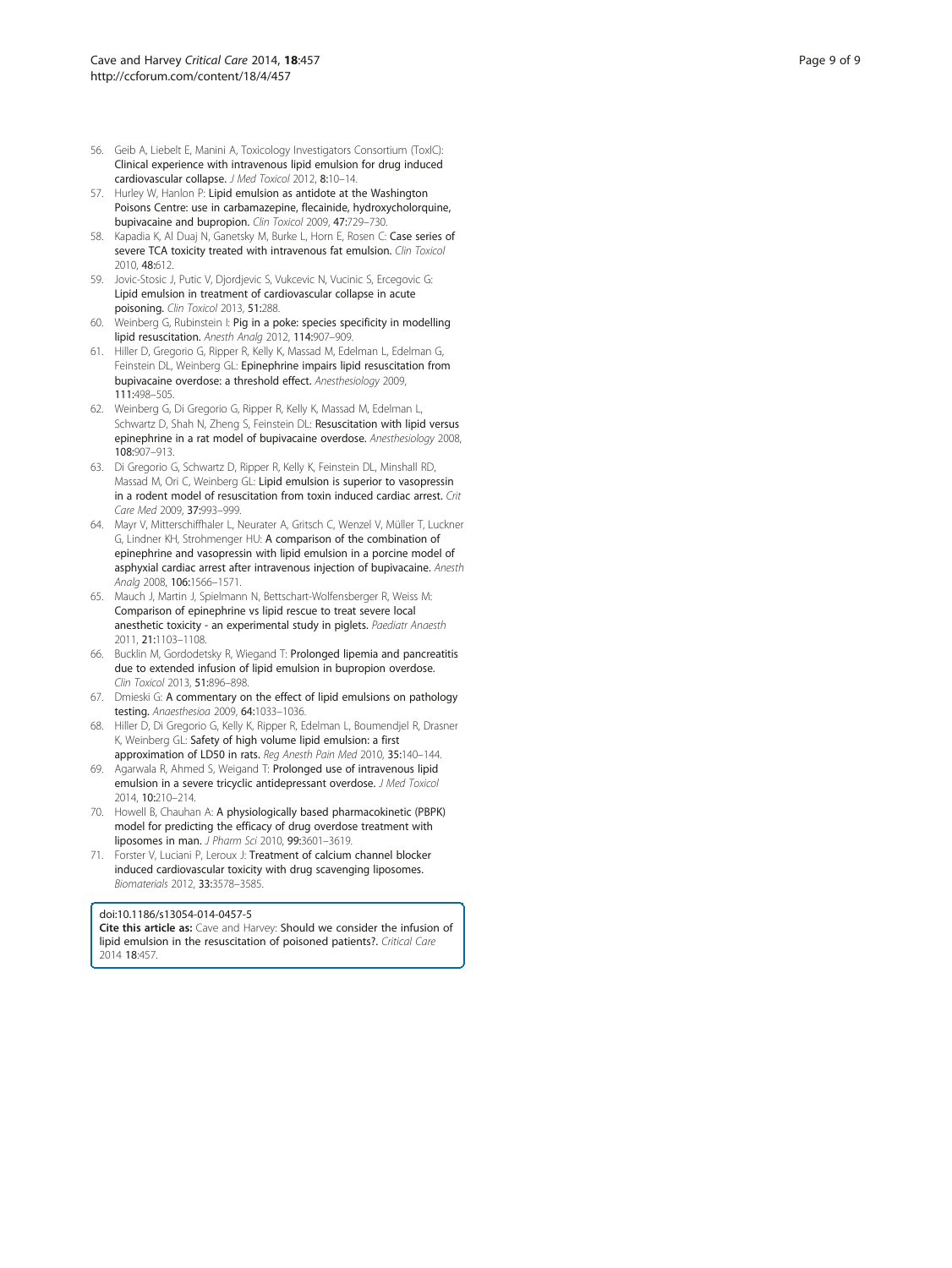56. Geib A, Liebelt E, Manini A, Toxicology Investigators Consortium (ToxIC): **Clinical experience with intravenous lipid emulsion for drug induced cardiovascular collapse.** *J Med Toxicol* 2012, **8:**10–14.
57. Hurley W, Hanlon P: **Lipid emulsion as antidote at the Washington Poisons Centre: use in carbamazepine, flecainide, hydroxycholorquine, bupivacaine and bupropion.** *Clin Toxicol* 2009, **47:**729–730.
58. Kapadia K, Al Duaj N, Ganetsky M, Burke L, Horn E, Rosen C: **Case series of severe TCA toxicity treated with intravenous fat emulsion.** *Clin Toxicol* 2010, **48:**612.
59. Jovic-Stosic J, Putic V, Djordjevic S, Vukcevic N, Vucinic S, Ercegovic G: **Lipid emulsion in treatment of cardiovascular collapse in acute poisoning.** *Clin Toxicol* 2013, **51:**288.
60. Weinberg G, Rubinstein I: **Pig in a poke: species specificity in modelling lipid resuscitation.** *Anesth Analg* 2012, **114:**907–909.
61. Hiller D, Gregorio G, Ripper R, Kelly K, Massad M, Edelman L, Edelman G, Feinstein DL, Weinberg GL: **Epinephrine impairs lipid resuscitation from bupivacaine overdose: a threshold effect.** *Anesthesiology* 2009, **111:**498–505.
62. Weinberg G, Di Gregorio G, Ripper R, Kelly K, Massad M, Edelman L, Schwartz D, Shah N, Zheng S, Feinstein DL: **Resuscitation with lipid versus epinephrine in a rat model of bupivacaine overdose.** *Anesthesiology* 2008, **108:**907–913.
63. Di Gregorio G, Schwartz D, Ripper R, Kelly K, Feinstein DL, Minshall RD, Massad M, Ori C, Weinberg GL: **Lipid emulsion is superior to vasopressin in a rodent model of resuscitation from toxin induced cardiac arrest.** *Crit Care Med* 2009, **37:**993–999.
64. Mayr V, Mitterschiffhaler L, Neurater A, Gritsch C, Wenzel V, Müller T, Luckner G, Lindner KH, Strohmenger HU: **A comparison of the combination of epinephrine and vasopressin with lipid emulsion in a porcine model of asphyxial cardiac arrest after intravenous injection of bupivacaine.** *Anesth Analg* 2008, **106:**1566–1571.
65. Mauch J, Martin J, Spielmann N, Bettschart-Wolfensberger R, Weiss M: **Comparison of epinephrine vs lipid rescue to treat severe local anesthetic toxicity - an experimental study in piglets.** *Paediatr Anaesth* 2011, **21:**1103–1108.
66. Bucklin M, Gordodetsky R, Wiegand T: **Prolonged lipemia and pancreatitis due to extended infusion of lipid emulsion in bupropion overdose.** *Clin Toxicol* 2013, **51:**896–898.
67. Dmieski G: **A commentary on the effect of lipid emulsions on pathology testing.** *Anaesthesioa* 2009, **64:**1033–1036.
68. Hiller D, Di Gregorio G, Kelly K, Ripper R, Edelman L, Boumendjel R, Drasner K, Weinberg GL: **Safety of high volume lipid emulsion: a first approximation of LD50 in rats.** *Reg Anesth Pain Med* 2010, **35:**140–144.
69. Agarwala R, Ahmed S, Weigand T: **Prolonged use of intravenous lipid emulsion in a severe tricyclic antidepressant overdose.** *J Med Toxicol* 2014, **10:**210–214.
70. Howell B, Chauhan A: **A physiologically based pharmacokinetic (PBPK) model for predicting the efficacy of drug overdose treatment with liposomes in man.** *J Pharm Sci* 2010, **99:**3601–3619.
71. Forster V, Luciani P, Leroux J: **Treatment of calcium channel blocker induced cardiovascular toxicity with drug scavenging liposomes.** *Biomaterials* 2012, **33:**3578–3585.

doi:10.1186/s13054-014-0457-5

**Cite this article as:** Cave and Harvey: Should we consider the infusion of lipid emulsion in the resuscitation of poisoned patients?. *Critical Care* 2014 **18**:457.